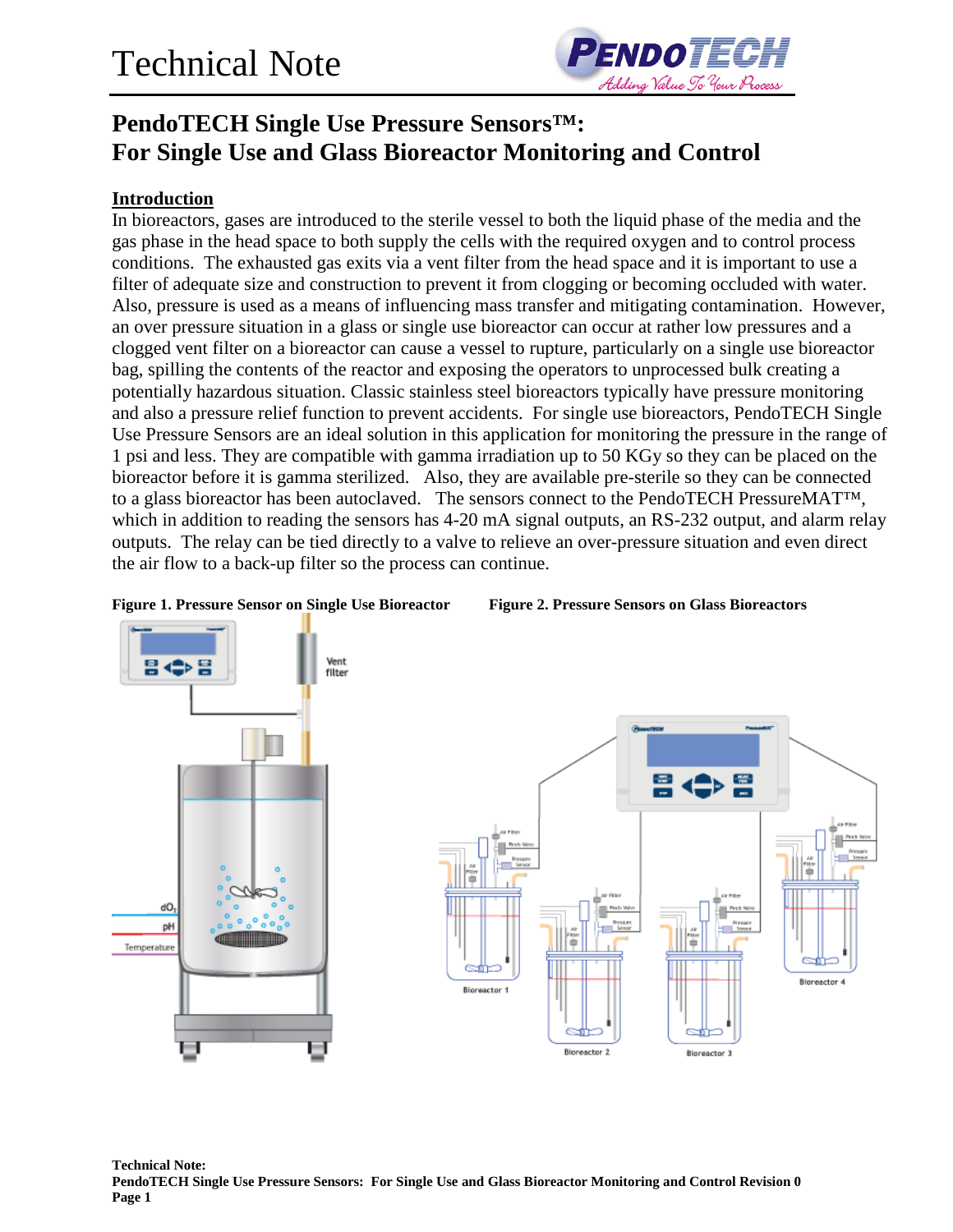# Technical Note

## PendoTECH Single Use Pressure Sensors™: For Single Use and Glass Bioreactor Monitoring and Control

**Introduction**

In bioreactors, gases are introduced to the sterile vessel to both the liquid phase of the media and the gas phase in the head space to both supply the cells with the required oxygen and to control process conditions. The exhausted gas exits via a vent filter from the head space and it is important to use a filter of adequate size and construction to prevent it from clogging or becoming occluded with water. Also, pressure is used as a means of influencing mass transfer and mitigating contamination. However, an over pressure situation in a glass or single use bioreactor can occur at rather low pressures and a clogged vent filter on a bioreactor can cause a vessel to rupture, particularly on a single use bioreactor bag, spilling the contents of the reactor and exposing the operators to unprocessed bulk creating a potentially hazardous situation. Classic stainless steel bioreactors typically have pressure monitoring and also a pressure relief function to prevent accidents. For single use bioreactors, PendoTECH Single Use Pressure Sensors are an ideal solution in this application for monitoring the pressure in the range of 1 psi and less. They are compatible with gamma irradiation up to 50 KGy so they can be placed on the bioreactor before it is gamma sterilized. Also, they are available pre-sterile so they can be connected to a glass bioreactor has been autoclaved. The sensors connect to the PendoTECH PressureMAT™, which in addition to reading the sensors has 4-20 mA signal outputs, an RS-232 output, and alarm relay outputs. The relay can be tied directly to a valve to relieve an over-pressure situation and even direct the air flow to a back-up filter so the process can continue.

**Figure 1. Pressure Sensor on Single Use Bioreactor**

**Figure 2. Pressure Sensors on Glass Bioreactors**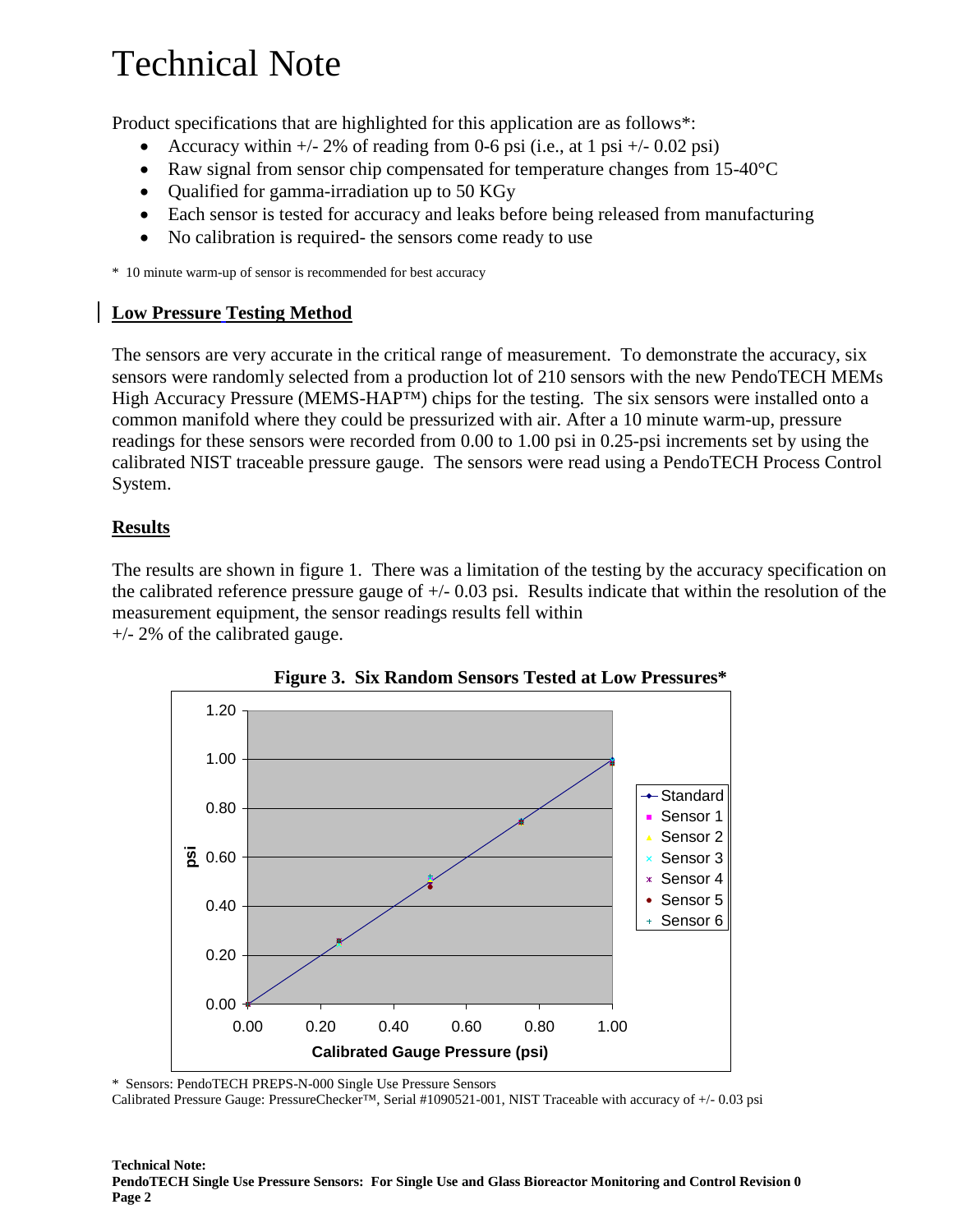# Technical Note

Product specifications that are highlighted for this application are as follows*:

- Accuracy within +/- 2% of reading from 0-6 psi (i.e., at 1 psi +/- 0.02 psi)
- Raw signal from sensor chip compensated for temperature changes from 15-40°C
- Qualified for gamma-irradiation up to 50 KGy
- Each sensor is tested for accuracy and leaks before being released from manufacturing
- No calibration is required- the sensors come ready to use

* 10 minute warm-up of sensor is recommended for best accuracy

## Low Pressure Testing Method

The sensors are very accurate in the critical range of measurement. To demonstrate the accuracy, six sensors were randomly selected from a production lot of 210 sensors with the new PendoTECH MEMs High Accuracy Pressure (MEMS-HAP™) chips for the testing. The six sensors were installed onto a common manifold where they could be pressurized with air. After a 10 minute warm-up, pressure readings for these sensors were recorded from 0.00 to 1.00 psi in 0.25-psi increments set by using the calibrated NIST traceable pressure gauge. The sensors were read using a PendoTECH Process Control System.

## Results

The results are shown in figure 1. There was a limitation of the testing by the accuracy specification on the calibrated reference pressure gauge of +/- 0.03 psi. Results indicate that within the resolution of the measurement equipment, the sensor readings results fell within +/- 2% of the calibrated gauge.

**Figure 3. Six Random Sensors Tested at Low Pressures***

* Sensors: PendoTECH PREPS-N-000 Single Use Pressure Sensors
Calibrated Pressure Gauge: PressureChecker™, Serial #1090521-001, NIST Traceable with accuracy of +/- 0.03 psi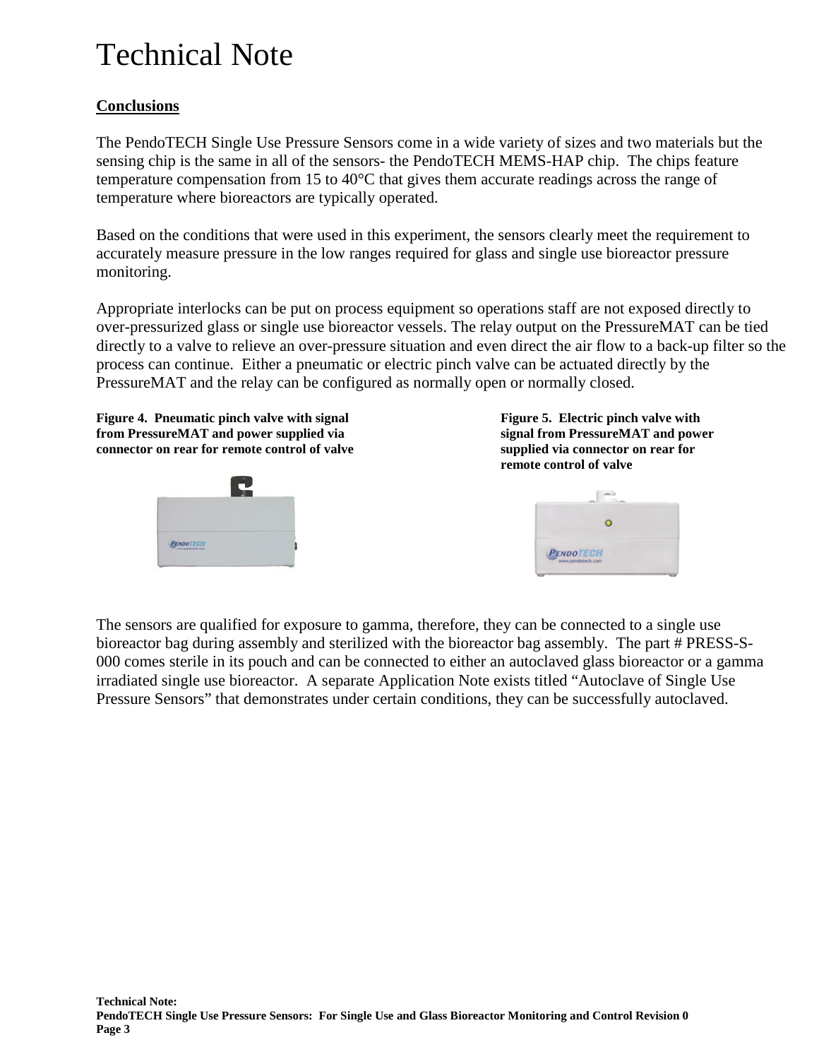# Technical Note

## Conclusions

The PendoTECH Single Use Pressure Sensors come in a wide variety of sizes and two materials but the sensing chip is the same in all of the sensors- the PendoTECH MEMS-HAP chip. The chips feature temperature compensation from 15 to 40°C that gives them accurate readings across the range of temperature where bioreactors are typically operated.

Based on the conditions that were used in this experiment, the sensors clearly meet the requirement to accurately measure pressure in the low ranges required for glass and single use bioreactor pressure monitoring.

Appropriate interlocks can be put on process equipment so operations staff are not exposed directly to over-pressurized glass or single use bioreactor vessels. The relay output on the PressureMAT can be tied directly to a valve to relieve an over-pressure situation and even direct the air flow to a back-up filter so the process can continue. Either a pneumatic or electric pinch valve can be actuated directly by the PressureMAT and the relay can be configured as normally open or normally closed.

**Figure 4. Pneumatic pinch valve with signal from PressureMAT and power supplied via connector on rear for remote control of valve**

**Figure 5. Electric pinch valve with signal from PressureMAT and power supplied via connector on rear for remote control of valve**

The sensors are qualified for exposure to gamma, therefore, they can be connected to a single use bioreactor bag during assembly and sterilized with the bioreactor bag assembly. The part # PRESS-S-000 comes sterile in its pouch and can be connected to either an autoclaved glass bioreactor or a gamma irradiated single use bioreactor. A separate Application Note exists titled "Autoclave of Single Use Pressure Sensors" that demonstrates under certain conditions, they can be successfully autoclaved.